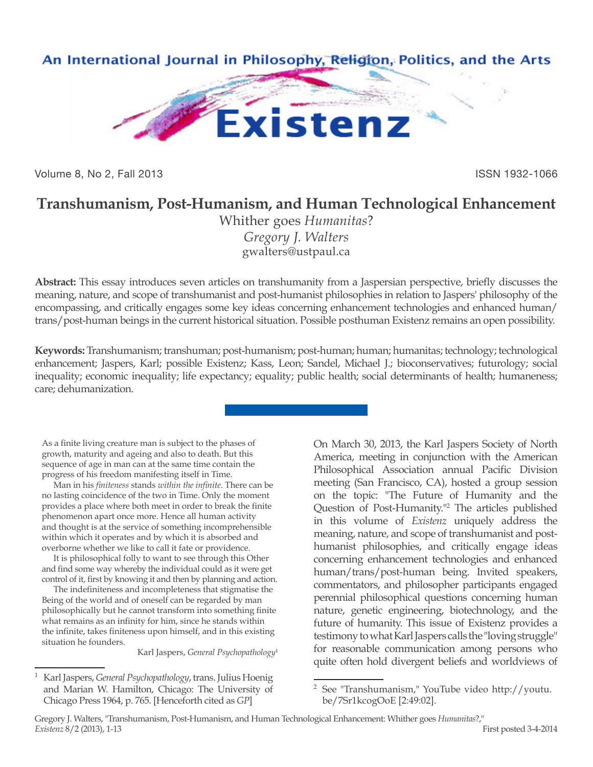An International Journal in Philosophy, Religion, Politics, and the Arts

# Existenz

Volume 8, No 2, Fall 2013 ISSN 1932-1066

# Transhumanism, Post-Humanism, and Human Technological Enhancement

## Whither goes *Humanitas*?

*Gregory J. Walters*
gwalters@ustpaul.ca

**Abstract:** This essay introduces seven articles on transhumanity from a Jaspersian perspective, briefly discusses the meaning, nature, and scope of transhumanist and post-humanist philosophies in relation to Jaspers' philosophy of the encompassing, and critically engages some key ideas concerning enhancement technologies and enhanced human/trans/post-human beings in the current historical situation. Possible posthuman Existenz remains an open possibility.

**Keywords:** Transhumanism; transhuman; post-humanism; post-human; human; humanitas; technology; technological enhancement; Jaspers, Karl; possible Existenz; Kass, Leon; Sandel, Michael J.; bioconservatives; futurology; social inequality; economic inequality; life expectancy; equality; public health; social determinants of health; humaneness; care; dehumanization.

> As a finite living creature man is subject to the phases of growth, maturity and ageing and also to death. But this sequence of age in man can at the same time contain the progress of his freedom manifesting itself in Time.
>
> Man in his *finiteness* stands *within the infinite*. There can be no lasting coincidence of the two in Time. Only the moment provides a place where both meet in order to break the finite phenomenon apart once more. Hence all human activity and thought is at the service of something incomprehensible within which it operates and by which it is absorbed and overborne whether we like to call it fate or providence.
>
> It is philosophical folly to want to see through this Other and find some way whereby the individual could as it were get control of it, first by knowing it and then by planning and action.
>
> The indefiniteness and incompleteness that stigmatise the Being of the world and of oneself can be regarded by man philosophically but he cannot transform into something finite what remains as an infinity for him, since he stands within the infinite, takes finiteness upon himself, and in this existing situation he founders.
>
> Karl Jaspers, *General Psychopathology*[1]

On March 30, 2013, the Karl Jaspers Society of North America, meeting in conjunction with the American Philosophical Association annual Pacific Division meeting (San Francisco, CA), hosted a group session on the topic: "The Future of Humanity and the Question of Post-Humanity."[2] The articles published in this volume of *Existenz* uniquely address the meaning, nature, and scope of transhumanist and post-humanist philosophies, and critically engage ideas concerning enhancement technologies and enhanced human/trans/post-human being. Invited speakers, commentators, and philosopher participants engaged perennial philosophical questions concerning human nature, genetic engineering, biotechnology, and the future of humanity. This issue of Existenz provides a testimony to what Karl Jaspers calls the "loving struggle" for reasonable communication among persons who quite often hold divergent beliefs and worldviews of

---

[1] Karl Jaspers, *General Psychopathology*, trans. Julius Hoenig and Marian W. Hamilton, Chicago: The University of Chicago Press 1964, p. 765. [Henceforth cited as *GP*]

[2] See "Transhumanism," YouTube video http://youtu.be/7Sr1kcogOoE [2:49:02].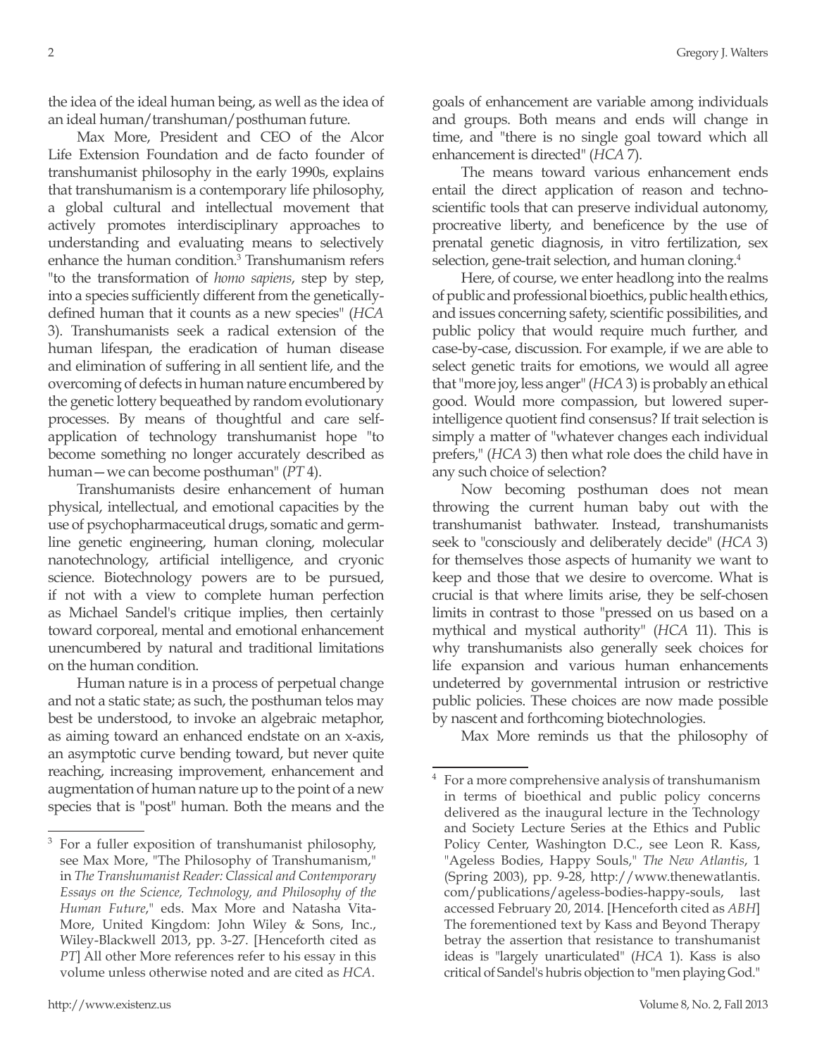the idea of the ideal human being, as well as the idea of an ideal human/transhuman/posthuman future.

Max More, President and CEO of the Alcor Life Extension Foundation and de facto founder of transhumanist philosophy in the early 1990s, explains that transhumanism is a contemporary life philosophy, a global cultural and intellectual movement that actively promotes interdisciplinary approaches to understanding and evaluating means to selectively enhance the human condition.[3] Transhumanism refers "to the transformation of *homo sapiens*, step by step, into a species sufficiently different from the genetically-defined human that it counts as a new species" (*HCA* 3). Transhumanists seek a radical extension of the human lifespan, the eradication of human disease and elimination of suffering in all sentient life, and the overcoming of defects in human nature encumbered by the genetic lottery bequeathed by random evolutionary processes. By means of thoughtful and care self-application of technology transhumanist hope "to become something no longer accurately described as human—we can become posthuman" (*PT* 4).

Transhumanists desire enhancement of human physical, intellectual, and emotional capacities by the use of psychopharmaceutical drugs, somatic and germ-line genetic engineering, human cloning, molecular nanotechnology, artificial intelligence, and cryonic science. Biotechnology powers are to be pursued, if not with a view to complete human perfection as Michael Sandel's critique implies, then certainly toward corporeal, mental and emotional enhancement unencumbered by natural and traditional limitations on the human condition.

Human nature is in a process of perpetual change and not a static state; as such, the posthuman telos may best be understood, to invoke an algebraic metaphor, as aiming toward an enhanced endstate on an x-axis, an asymptotic curve bending toward, but never quite reaching, increasing improvement, enhancement and augmentation of human nature up to the point of a new species that is "post" human. Both the means and the goals of enhancement are variable among individuals and groups. Both means and ends will change in time, and "there is no single goal toward which all enhancement is directed" (*HCA* 7).

The means toward various enhancement ends entail the direct application of reason and techno-scientific tools that can preserve individual autonomy, procreative liberty, and beneficence by the use of prenatal genetic diagnosis, in vitro fertilization, sex selection, gene-trait selection, and human cloning.[4]

Here, of course, we enter headlong into the realms of public and professional bioethics, public health ethics, and issues concerning safety, scientific possibilities, and public policy that would require much further, and case-by-case, discussion. For example, if we are able to select genetic traits for emotions, we would all agree that "more joy, less anger" (*HCA* 3) is probably an ethical good. Would more compassion, but lowered super-intelligence quotient find consensus? If trait selection is simply a matter of "whatever changes each individual prefers," (*HCA* 3) then what role does the child have in any such choice of selection?

Now becoming posthuman does not mean throwing the current human baby out with the transhumanist bathwater. Instead, transhumanists seek to "consciously and deliberately decide" (*HCA* 3) for themselves those aspects of humanity we want to keep and those that we desire to overcome. What is crucial is that where limits arise, they be self-chosen limits in contrast to those "pressed on us based on a mythical and mystical authority" (*HCA* 11). This is why transhumanists also generally seek choices for life expansion and various human enhancements undeterred by governmental intrusion or restrictive public policies. These choices are now made possible by nascent and forthcoming biotechnologies.

Max More reminds us that the philosophy of

---

[3] For a fuller exposition of transhumanist philosophy, see Max More, "The Philosophy of Transhumanism," in *The Transhumanist Reader: Classical and Contemporary Essays on the Science, Technology, and Philosophy of the Human Future*," eds. Max More and Natasha Vita-More, United Kingdom: John Wiley & Sons, Inc., Wiley-Blackwell 2013, pp. 3-27. [Henceforth cited as *PT*] All other More references refer to his essay in this volume unless otherwise noted and are cited as *HCA*.

[4] For a more comprehensive analysis of transhumanism in terms of bioethical and public policy concerns delivered as the inaugural lecture in the Technology and Society Lecture Series at the Ethics and Public Policy Center, Washington D.C., see Leon R. Kass, "Ageless Bodies, Happy Souls," *The New Atlantis*, 1 (Spring 2003), pp. 9-28, http://www.thenewatlantis.com/publications/ageless-bodies-happy-souls, last accessed February 20, 2014. [Henceforth cited as *ABH*] The forementioned text by Kass and Beyond Therapy betray the assertion that resistance to transhumanist ideas is "largely unarticulated" (*HCA* 1). Kass is also critical of Sandel's hubris objection to "men playing God."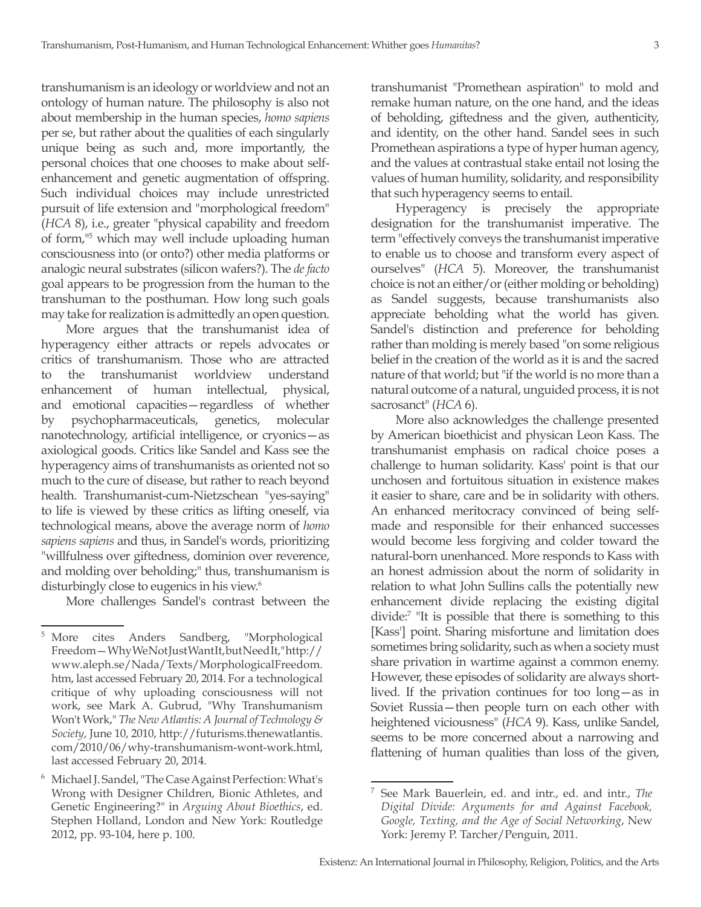transhumanism is an ideology or worldview and not an ontology of human nature. The philosophy is also not about membership in the human species, *homo sapiens* per se, but rather about the qualities of each singularly unique being as such and, more importantly, the personal choices that one chooses to make about self-enhancement and genetic augmentation of offspring. Such individual choices may include unrestricted pursuit of life extension and "morphological freedom" (*HCA* 8), i.e., greater "physical capability and freedom of form,"[5] which may well include uploading human consciousness into (or onto?) other media platforms or analogic neural substrates (silicon wafers?). The *de facto* goal appears to be progression from the human to the transhuman to the posthuman. How long such goals may take for realization is admittedly an open question.

More argues that the transhumanist idea of hyperagency either attracts or repels advocates or critics of transhumanism. Those who are attracted to the transhumanist worldview understand enhancement of human intellectual, physical, and emotional capacities—regardless of whether by psychopharmaceuticals, genetics, molecular nanotechnology, artificial intelligence, or cryonics—as axiological goods. Critics like Sandel and Kass see the hyperagency aims of transhumanists as oriented not so much to the cure of disease, but rather to reach beyond health. Transhumanist-cum-Nietzschean "yes-saying" to life is viewed by these critics as lifting oneself, via technological means, above the average norm of *homo sapiens sapiens* and thus, in Sandel's words, prioritizing "willfulness over giftedness, dominion over reverence, and molding over beholding;" thus, transhumanism is disturbingly close to eugenics in his view.[6]

More challenges Sandel's contrast between the transhumanist "Promethean aspiration" to mold and remake human nature, on the one hand, and the ideas of beholding, giftedness and the given, authenticity, and identity, on the other hand. Sandel sees in such Promethean aspirations a type of hyper human agency, and the values at contrastual stake entail not losing the values of human humility, solidarity, and responsibility that such hyperagency seems to entail.

Hyperagency is precisely the appropriate designation for the transhumanist imperative. The term "effectively conveys the transhumanist imperative to enable us to choose and transform every aspect of ourselves" (*HCA* 5). Moreover, the transhumanist choice is not an either/or (either molding or beholding) as Sandel suggests, because transhumanists also appreciate beholding what the world has given. Sandel's distinction and preference for beholding rather than molding is merely based "on some religious belief in the creation of the world as it is and the sacred nature of that world; but "if the world is no more than a natural outcome of a natural, unguided process, it is not sacrosanct" (*HCA* 6).

More also acknowledges the challenge presented by American bioethicist and physican Leon Kass. The transhumanist emphasis on radical choice poses a challenge to human solidarity. Kass' point is that our unchosen and fortuitous situation in existence makes it easier to share, care and be in solidarity with others. An enhanced meritocracy convinced of being self-made and responsible for their enhanced successes would become less forgiving and colder toward the natural-born unenhanced. More responds to Kass with an honest admission about the norm of solidarity in relation to what John Sullins calls the potentially new enhancement divide replacing the existing digital divide:[7] "It is possible that there is something to this [Kass'] point. Sharing misfortune and limitation does sometimes bring solidarity, such as when a society must share privation in wartime against a common enemy. However, these episodes of solidarity are always short-lived. If the privation continues for too long—as in Soviet Russia—then people turn on each other with heightened viciousness" (*HCA* 9). Kass, unlike Sandel, seems to be more concerned about a narrowing and flattening of human qualities than loss of the given,

---

[5] More cites Anders Sandberg, "Morphological Freedom—WhyWeNotJustWantIt,butNeedIt,"http://www.aleph.se/Nada/Texts/MorphologicalFreedom.htm, last accessed February 20, 2014. For a technological critique of why uploading consciousness will not work, see Mark A. Gubrud, "Why Transhumanism Won't Work," *The New Atlantis: A Journal of Technology & Society*, June 10, 2010, http://futurisms.thenewatlantis.com/2010/06/why-transhumanism-wont-work.html, last accessed February 20, 2014.

[6] Michael J. Sandel, "The Case Against Perfection: What's Wrong with Designer Children, Bionic Athletes, and Genetic Engineering?" in *Arguing About Bioethics*, ed. Stephen Holland, London and New York: Routledge 2012, pp. 93-104, here p. 100.

[7] See Mark Bauerlein, ed. and intr., ed. and intr., *The Digital Divide: Arguments for and Against Facebook, Google, Texting, and the Age of Social Networking*, New York: Jeremy P. Tarcher/Penguin, 2011.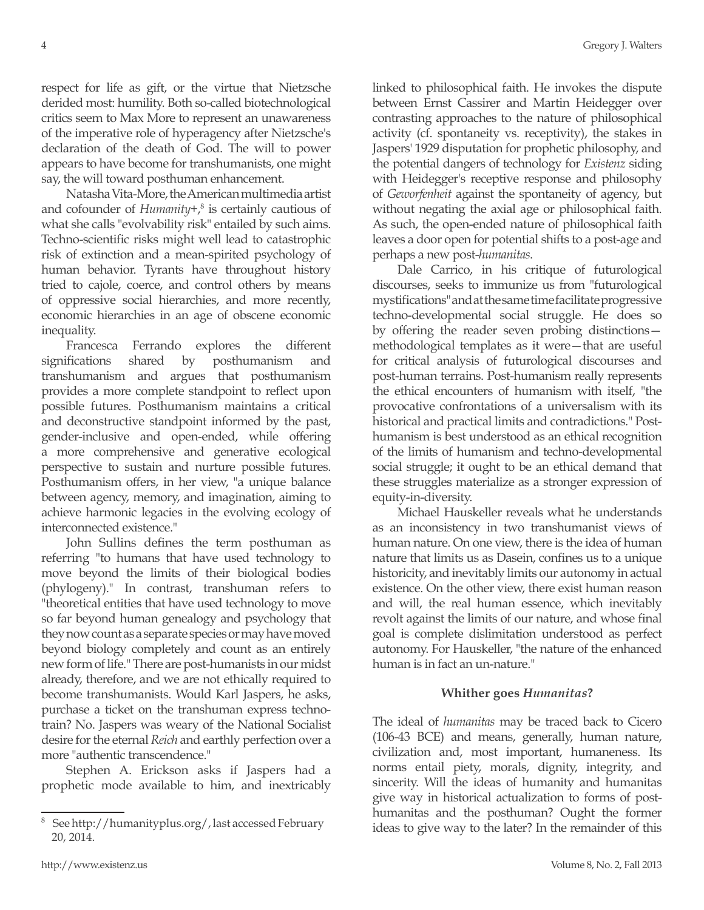respect for life as gift, or the virtue that Nietzsche derided most: humility. Both so-called biotechnological critics seem to Max More to represent an unawareness of the imperative role of hyperagency after Nietzsche's declaration of the death of God. The will to power appears to have become for transhumanists, one might say, the will toward posthuman enhancement.

Natasha Vita-More, the American multimedia artist and cofounder of *Humanity+*,[8] is certainly cautious of what she calls "evolvability risk" entailed by such aims. Techno-scientific risks might well lead to catastrophic risk of extinction and a mean-spirited psychology of human behavior. Tyrants have throughout history tried to cajole, coerce, and control others by means of oppressive social hierarchies, and more recently, economic hierarchies in an age of obscene economic inequality.

Francesca Ferrando explores the different significations shared by posthumanism and transhumanism and argues that posthumanism provides a more complete standpoint to reflect upon possible futures. Posthumanism maintains a critical and deconstructive standpoint informed by the past, gender-inclusive and open-ended, while offering a more comprehensive and generative ecological perspective to sustain and nurture possible futures. Posthumanism offers, in her view, "a unique balance between agency, memory, and imagination, aiming to achieve harmonic legacies in the evolving ecology of interconnected existence."

John Sullins defines the term posthuman as referring "to humans that have used technology to move beyond the limits of their biological bodies (phylogeny)." In contrast, transhuman refers to "theoretical entities that have used technology to move so far beyond human genealogy and psychology that they now count as a separate species or may have moved beyond biology completely and count as an entirely new form of life." There are post-humanists in our midst already, therefore, and we are not ethically required to become transhumanists. Would Karl Jaspers, he asks, purchase a ticket on the transhuman express techno-train? No. Jaspers was weary of the National Socialist desire for the eternal *Reich* and earthly perfection over a more "authentic transcendence."

Stephen A. Erickson asks if Jaspers had a prophetic mode available to him, and inextricably linked to philosophical faith. He invokes the dispute between Ernst Cassirer and Martin Heidegger over contrasting approaches to the nature of philosophical activity (cf. spontaneity vs. receptivity), the stakes in Jaspers' 1929 disputation for prophetic philosophy, and the potential dangers of technology for *Existenz* siding with Heidegger's receptive response and philosophy of *Geworfenheit* against the spontaneity of agency, but without negating the axial age or philosophical faith. As such, the open-ended nature of philosophical faith leaves a door open for potential shifts to a post-age and perhaps a new post-*humanitas*.

Dale Carrico, in his critique of futurological discourses, seeks to immunize us from "futurological mystifications" and at the same time facilitate progressive techno-developmental social struggle. He does so by offering the reader seven probing distinctions—methodological templates as it were—that are useful for critical analysis of futurological discourses and post-human terrains. Post-humanism really represents the ethical encounters of humanism with itself, "the provocative confrontations of a universalism with its historical and practical limits and contradictions." Post-humanism is best understood as an ethical recognition of the limits of humanism and techno-developmental social struggle; it ought to be an ethical demand that these struggles materialize as a stronger expression of equity-in-diversity.

Michael Hauskeller reveals what he understands as an inconsistency in two transhumanist views of human nature. On one view, there is the idea of human nature that limits us as Dasein, confines us to a unique historicity, and inevitably limits our autonomy in actual existence. On the other view, there exist human reason and will, the real human essence, which inevitably revolt against the limits of our nature, and whose final goal is complete dislimitation understood as perfect autonomy. For Hauskeller, "the nature of the enhanced human is in fact an un-nature."

### Whither goes *Humanitas*?

The ideal of *humanitas* may be traced back to Cicero (106-43 BCE) and means, generally, human nature, civilization and, most important, humaneness. Its norms entail piety, morals, dignity, integrity, and sincerity. Will the ideas of humanity and humanitas give way in historical actualization to forms of post-humanitas and the posthuman? Ought the former ideas to give way to the later? In the remainder of this

---

[8] See http://humanityplus.org/, last accessed February 20, 2014.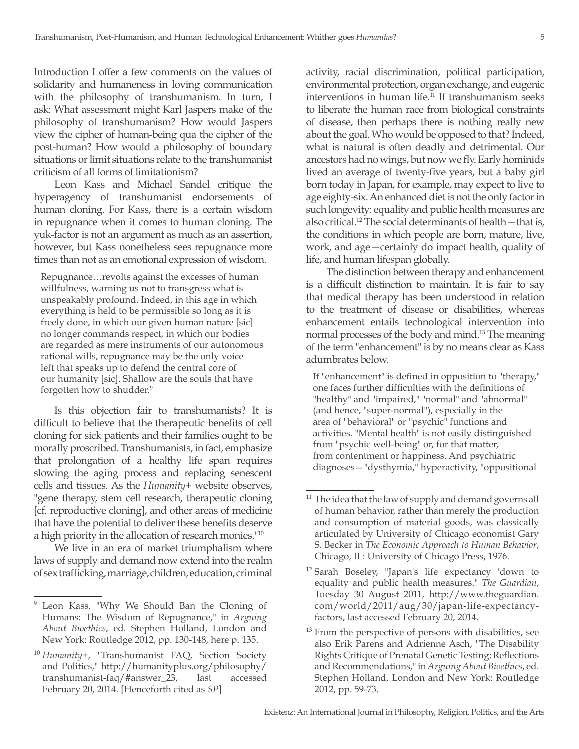Introduction I offer a few comments on the values of solidarity and humaneness in loving communication with the philosophy of transhumanism. In turn, I ask: What assessment might Karl Jaspers make of the philosophy of transhumanism? How would Jaspers view the cipher of human-being qua the cipher of the post-human? How would a philosophy of boundary situations or limit situations relate to the transhumanist criticism of all forms of limitationism?

Leon Kass and Michael Sandel critique the hyperagency of transhumanist endorsements of human cloning. For Kass, there is a certain wisdom in repugnance when it comes to human cloning. The yuk-factor is not an argument as much as an assertion, however, but Kass nonetheless sees repugnance more times than not as an emotional expression of wisdom.

> Repugnance…revolts against the excesses of human willfulness, warning us not to transgress what is unspeakably profound. Indeed, in this age in which everything is held to be permissible so long as it is freely done, in which our given human nature [sic] no longer commands respect, in which our bodies are regarded as mere instruments of our autonomous rational wills, repugnance may be the only voice left that speaks up to defend the central core of our humanity [sic]. Shallow are the souls that have forgotten how to shudder.[9]

Is this objection fair to transhumanists? It is difficult to believe that the therapeutic benefits of cell cloning for sick patients and their families ought to be morally proscribed. Transhumanists, in fact, emphasize that prolongation of a healthy life span requires slowing the aging process and replacing senescent cells and tissues. As the *Humanity*+ website observes, "gene therapy, stem cell research, therapeutic cloning [cf. reproductive cloning], and other areas of medicine that have the potential to deliver these benefits deserve a high priority in the allocation of research monies."[10]

We live in an era of market triumphalism where laws of supply and demand now extend into the realm of sex trafficking, marriage, children, education, criminal activity, racial discrimination, political participation, environmental protection, organ exchange, and eugenic interventions in human life.[11] If transhumanism seeks to liberate the human race from biological constraints of disease, then perhaps there is nothing really new about the goal. Who would be opposed to that? Indeed, what is natural is often deadly and detrimental. Our ancestors had no wings, but now we fly. Early hominids lived an average of twenty-five years, but a baby girl born today in Japan, for example, may expect to live to age eighty-six. An enhanced diet is not the only factor in such longevity: equality and public health measures are also critical.[12] The social determinants of health—that is, the conditions in which people are born, mature, live, work, and age—certainly do impact health, quality of life, and human lifespan globally.

The distinction between therapy and enhancement is a difficult distinction to maintain. It is fair to say that medical therapy has been understood in relation to the treatment of disease or disabilities, whereas enhancement entails technological intervention into normal processes of the body and mind.[13] The meaning of the term "enhancement" is by no means clear as Kass adumbrates below.

> If "enhancement" is defined in opposition to "therapy," one faces further difficulties with the definitions of "healthy" and "impaired," "normal" and "abnormal" (and hence, "super-normal"), especially in the area of "behavioral" or "psychic" functions and activities. "Mental health" is not easily distinguished from "psychic well-being" or, for that matter, from contentment or happiness. And psychiatric diagnoses—"dysthymia," hyperactivity, "oppositional

---

[9] Leon Kass, "Why We Should Ban the Cloning of Humans: The Wisdom of Repugnance," in *Arguing About Bioethics*, ed. Stephen Holland, London and New York: Routledge 2012, pp. 130-148, here p. 135.

[10] *Humanity*+, "Transhumanist FAQ, Section Society and Politics," http://humanityplus.org/philosophy/transhumanist-faq/#answer_23, last accessed February 20, 2014. [Henceforth cited as *SP*]

[11] The idea that the law of supply and demand governs all of human behavior, rather than merely the production and consumption of material goods, was classically articulated by University of Chicago economist Gary S. Becker in *The Economic Approach to Human Behavior*, Chicago, IL: University of Chicago Press, 1976.

[12] Sarah Boseley, "Japan's life expectancy 'down to equality and public health measures." *The Guardian*, Tuesday 30 August 2011, http://www.theguardian.com/world/2011/aug/30/japan-life-expectancy-factors, last accessed February 20, 2014.

[13] From the perspective of persons with disabilities, see also Erik Parens and Adrienne Asch, "The Disability Rights Critique of Prenatal Genetic Testing: Reflections and Recommendations," in *Arguing About Bioethics*, ed. Stephen Holland, London and New York: Routledge 2012, pp. 59-73.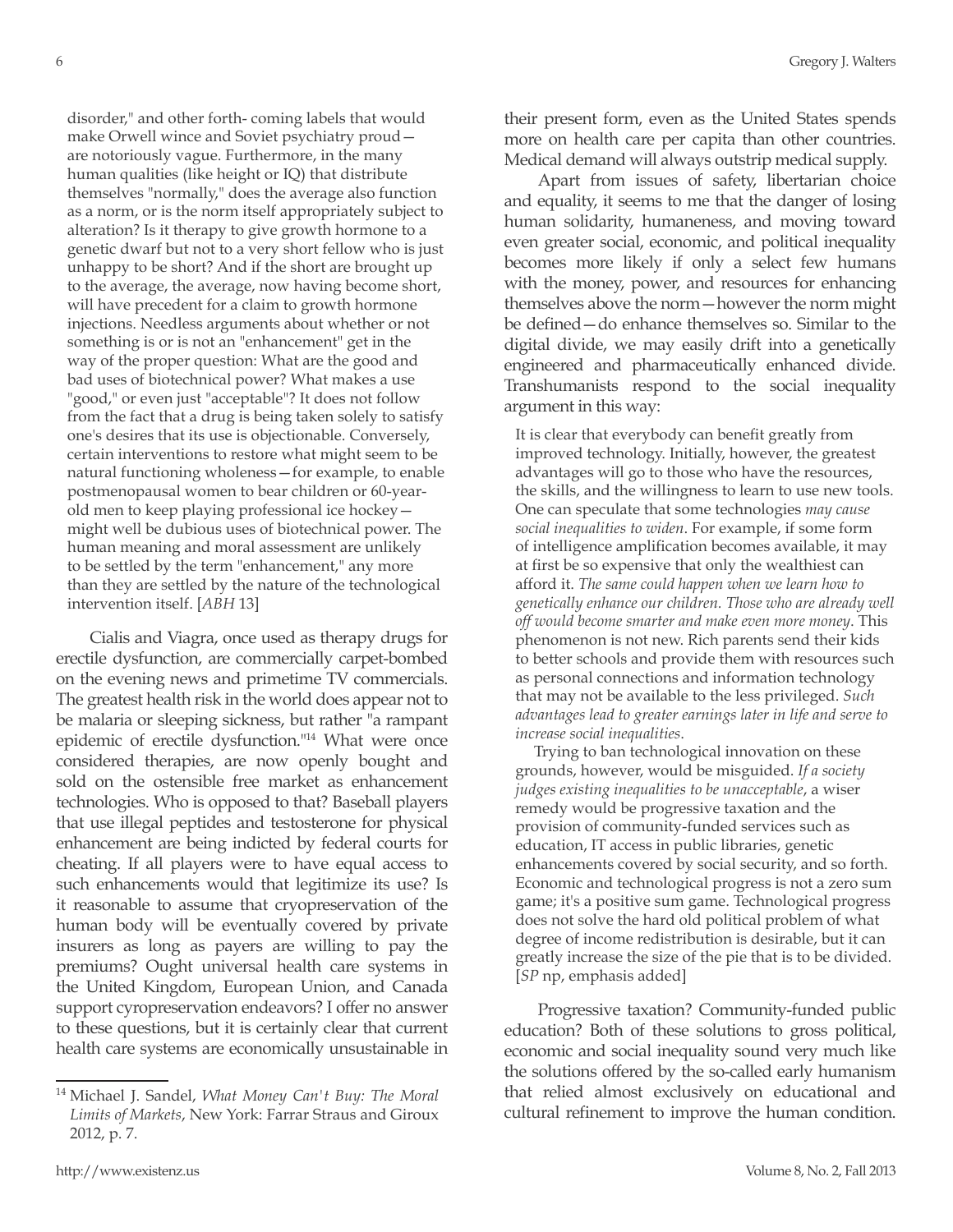> disorder," and other forth- coming labels that would make Orwell wince and Soviet psychiatry proud—are notoriously vague. Furthermore, in the many human qualities (like height or IQ) that distribute themselves "normally," does the average also function as a norm, or is the norm itself appropriately subject to alteration? Is it therapy to give growth hormone to a genetic dwarf but not to a very short fellow who is just unhappy to be short? And if the short are brought up to the average, the average, now having become short, will have precedent for a claim to growth hormone injections. Needless arguments about whether or not something is or is not an "enhancement" get in the way of the proper question: What are the good and bad uses of biotechnical power? What makes a use "good," or even just "acceptable"? It does not follow from the fact that a drug is being taken solely to satisfy one's desires that its use is objectionable. Conversely, certain interventions to restore what might seem to be natural functioning wholeness—for example, to enable postmenopausal women to bear children or 60-year-old men to keep playing professional ice hockey—might well be dubious uses of biotechnical power. The human meaning and moral assessment are unlikely to be settled by the term "enhancement," any more than they are settled by the nature of the technological intervention itself. [*ABH* 13]

Cialis and Viagra, once used as therapy drugs for erectile dysfunction, are commercially carpet-bombed on the evening news and primetime TV commercials. The greatest health risk in the world does appear not to be malaria or sleeping sickness, but rather "a rampant epidemic of erectile dysfunction."[14] What were once considered therapies, are now openly bought and sold on the ostensible free market as enhancement technologies. Who is opposed to that? Baseball players that use illegal peptides and testosterone for physical enhancement are being indicted by federal courts for cheating. If all players were to have equal access to such enhancements would that legitimize its use? Is it reasonable to assume that cryopreservation of the human body will be eventually covered by private insurers as long as payers are willing to pay the premiums? Ought universal health care systems in the United Kingdom, European Union, and Canada support cyropreservation endeavors? I offer no answer to these questions, but it is certainly clear that current health care systems are economically unsustainable in their present form, even as the United States spends more on health care per capita than other countries. Medical demand will always outstrip medical supply.

Apart from issues of safety, libertarian choice and equality, it seems to me that the danger of losing human solidarity, humaneness, and moving toward even greater social, economic, and political inequality becomes more likely if only a select few humans with the money, power, and resources for enhancing themselves above the norm—however the norm might be defined—do enhance themselves so. Similar to the digital divide, we may easily drift into a genetically engineered and pharmaceutically enhanced divide. Transhumanists respond to the social inequality argument in this way:

> It is clear that everybody can benefit greatly from improved technology. Initially, however, the greatest advantages will go to those who have the resources, the skills, and the willingness to learn to use new tools. One can speculate that some technologies *may cause social inequalities to widen*. For example, if some form of intelligence amplification becomes available, it may at first be so expensive that only the wealthiest can afford it. *The same could happen when we learn how to genetically enhance our children. Those who are already well off would become smarter and make even more money*. This phenomenon is not new. Rich parents send their kids to better schools and provide them with resources such as personal connections and information technology that may not be available to the less privileged. *Such advantages lead to greater earnings later in life and serve to increase social inequalities*.
>
> Trying to ban technological innovation on these grounds, however, would be misguided. *If a society judges existing inequalities to be unacceptable*, a wiser remedy would be progressive taxation and the provision of community-funded services such as education, IT access in public libraries, genetic enhancements covered by social security, and so forth. Economic and technological progress is not a zero sum game; it's a positive sum game. Technological progress does not solve the hard old political problem of what degree of income redistribution is desirable, but it can greatly increase the size of the pie that is to be divided. [*SP* np, emphasis added]

Progressive taxation? Community-funded public education? Both of these solutions to gross political, economic and social inequality sound very much like the solutions offered by the so-called early humanism that relied almost exclusively on educational and cultural refinement to improve the human condition.

---

[14] Michael J. Sandel, *What Money Can't Buy: The Moral Limits of Markets*, New York: Farrar Straus and Giroux 2012, p. 7.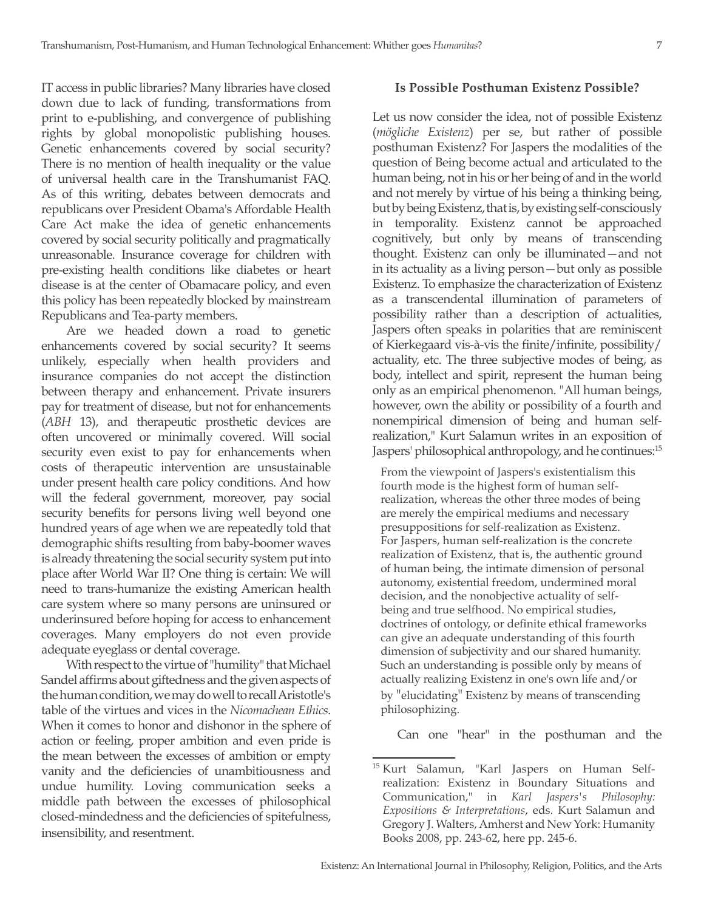IT access in public libraries? Many libraries have closed down due to lack of funding, transformations from print to e-publishing, and convergence of publishing rights by global monopolistic publishing houses. Genetic enhancements covered by social security? There is no mention of health inequality or the value of universal health care in the Transhumanist FAQ. As of this writing, debates between democrats and republicans over President Obama's Affordable Health Care Act make the idea of genetic enhancements covered by social security politically and pragmatically unreasonable. Insurance coverage for children with pre-existing health conditions like diabetes or heart disease is at the center of Obamacare policy, and even this policy has been repeatedly blocked by mainstream Republicans and Tea-party members.

Are we headed down a road to genetic enhancements covered by social security? It seems unlikely, especially when health providers and insurance companies do not accept the distinction between therapy and enhancement. Private insurers pay for treatment of disease, but not for enhancements (*ABH* 13), and therapeutic prosthetic devices are often uncovered or minimally covered. Will social security even exist to pay for enhancements when costs of therapeutic intervention are unsustainable under present health care policy conditions. And how will the federal government, moreover, pay social security benefits for persons living well beyond one hundred years of age when we are repeatedly told that demographic shifts resulting from baby-boomer waves is already threatening the social security system put into place after World War II? One thing is certain: We will need to trans-humanize the existing American health care system where so many persons are uninsured or underinsured before hoping for access to enhancement coverages. Many employers do not even provide adequate eyeglass or dental coverage.

With respect to the virtue of "humility" that Michael Sandel affirms about giftedness and the given aspects of the human condition, we may do well to recall Aristotle's table of the virtues and vices in the *Nicomachean Ethics*. When it comes to honor and dishonor in the sphere of action or feeling, proper ambition and even pride is the mean between the excesses of ambition or empty vanity and the deficiencies of unambitiousness and undue humility. Loving communication seeks a middle path between the excesses of philosophical closed-mindedness and the deficiencies of spitefulness, insensibility, and resentment.

### Is Possible Posthuman Existenz Possible?

Let us now consider the idea, not of possible Existenz (*mögliche Existenz*) per se, but rather of possible posthuman Existenz? For Jaspers the modalities of the question of Being become actual and articulated to the human being, not in his or her being of and in the world and not merely by virtue of his being a thinking being, but by being Existenz, that is, by existing self-consciously in temporality. Existenz cannot be approached cognitively, but only by means of transcending thought. Existenz can only be illuminated—and not in its actuality as a living person—but only as possible Existenz. To emphasize the characterization of Existenz as a transcendental illumination of parameters of possibility rather than a description of actualities, Jaspers often speaks in polarities that are reminiscent of Kierkegaard vis-à-vis the finite/infinite, possibility/actuality, etc. The three subjective modes of being, as body, intellect and spirit, represent the human being only as an empirical phenomenon. "All human beings, however, own the ability or possibility of a fourth and nonempirical dimension of being and human self-realization," Kurt Salamun writes in an exposition of Jaspers' philosophical anthropology, and he continues:[15]

> From the viewpoint of Jaspers's existentialism this fourth mode is the highest form of human self-realization, whereas the other three modes of being are merely the empirical mediums and necessary presuppositions for self-realization as Existenz. For Jaspers, human self-realization is the concrete realization of Existenz, that is, the authentic ground of human being, the intimate dimension of personal autonomy, existential freedom, undermined moral decision, and the nonobjective actuality of self-being and true selfhood. No empirical studies, doctrines of ontology, or definite ethical frameworks can give an adequate understanding of this fourth dimension of subjectivity and our shared humanity. Such an understanding is possible only by means of actually realizing Existenz in one's own life and/or by "elucidating" Existenz by means of transcending philosophizing.

Can one "hear" in the posthuman and the

[15] Kurt Salamun, "Karl Jaspers on Human Self-realization: Existenz in Boundary Situations and Communication," in *Karl Jaspers's Philosophy: Expositions & Interpretations*, eds. Kurt Salamun and Gregory J. Walters, Amherst and New York: Humanity Books 2008, pp. 243-62, here pp. 245-6.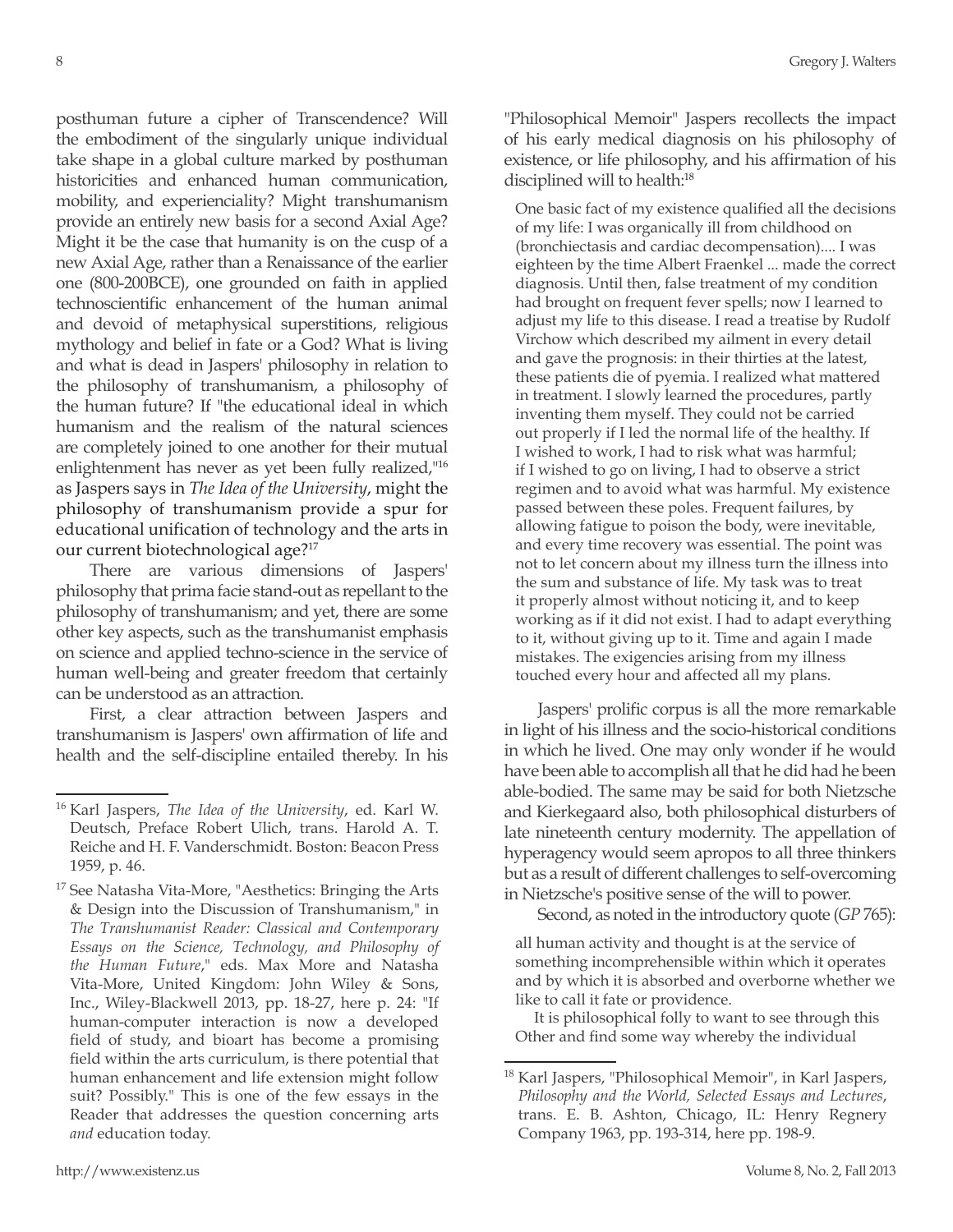posthuman future a cipher of Transcendence? Will the embodiment of the singularly unique individual take shape in a global culture marked by posthuman historicities and enhanced human communication, mobility, and experienciality? Might transhumanism provide an entirely new basis for a second Axial Age? Might it be the case that humanity is on the cusp of a new Axial Age, rather than a Renaissance of the earlier one (800-200BCE), one grounded on faith in applied technoscientific enhancement of the human animal and devoid of metaphysical superstitions, religious mythology and belief in fate or a God? What is living and what is dead in Jaspers' philosophy in relation to the philosophy of transhumanism, a philosophy of the human future? If "the educational ideal in which humanism and the realism of the natural sciences are completely joined to one another for their mutual enlightenment has never as yet been fully realized,"[16] as Jaspers says in *The Idea of the University*, might the philosophy of transhumanism provide a spur for educational unification of technology and the arts in our current biotechnological age?[17]

There are various dimensions of Jaspers' philosophy that prima facie stand-out as repellant to the philosophy of transhumanism; and yet, there are some other key aspects, such as the transhumanist emphasis on science and applied techno-science in the service of human well-being and greater freedom that certainly can be understood as an attraction.

First, a clear attraction between Jaspers and transhumanism is Jaspers' own affirmation of life and health and the self-discipline entailed thereby. In his "Philosophical Memoir" Jaspers recollects the impact of his early medical diagnosis on his philosophy of existence, or life philosophy, and his affirmation of his disciplined will to health:[18]

> One basic fact of my existence qualified all the decisions of my life: I was organically ill from childhood on (bronchiectasis and cardiac decompensation).... I was eighteen by the time Albert Fraenkel ... made the correct diagnosis. Until then, false treatment of my condition had brought on frequent fever spells; now I learned to adjust my life to this disease. I read a treatise by Rudolf Virchow which described my ailment in every detail and gave the prognosis: in their thirties at the latest, these patients die of pyemia. I realized what mattered in treatment. I slowly learned the procedures, partly inventing them myself. They could not be carried out properly if I led the normal life of the healthy. If I wished to work, I had to risk what was harmful; if I wished to go on living, I had to observe a strict regimen and to avoid what was harmful. My existence passed between these poles. Frequent failures, by allowing fatigue to poison the body, were inevitable, and every time recovery was essential. The point was not to let concern about my illness turn the illness into the sum and substance of life. My task was to treat it properly almost without noticing it, and to keep working as if it did not exist. I had to adapt everything to it, without giving up to it. Time and again I made mistakes. The exigencies arising from my illness touched every hour and affected all my plans.

Jaspers' prolific corpus is all the more remarkable in light of his illness and the socio-historical conditions in which he lived. One may only wonder if he would have been able to accomplish all that he did had he been able-bodied. The same may be said for both Nietzsche and Kierkegaard also, both philosophical disturbers of late nineteenth century modernity. The appellation of hyperagency would seem apropos to all three thinkers but as a result of different challenges to self-overcoming in Nietzsche's positive sense of the will to power.

Second, as noted in the introductory quote (*GP* 765):

> all human activity and thought is at the service of something incomprehensible within which it operates and by which it is absorbed and overborne whether we like to call it fate or providence.
>
> It is philosophical folly to want to see through this Other and find some way whereby the individual

---

[16] Karl Jaspers, *The Idea of the University*, ed. Karl W. Deutsch, Preface Robert Ulich, trans. Harold A. T. Reiche and H. F. Vanderschmidt. Boston: Beacon Press 1959, p. 46.

[17] See Natasha Vita-More, "Aesthetics: Bringing the Arts & Design into the Discussion of Transhumanism," in *The Transhumanist Reader: Classical and Contemporary Essays on the Science, Technology, and Philosophy of the Human Future*," eds. Max More and Natasha Vita-More, United Kingdom: John Wiley & Sons, Inc., Wiley-Blackwell 2013, pp. 18-27, here p. 24: "If human-computer interaction is now a developed field of study, and bioart has become a promising field within the arts curriculum, is there potential that human enhancement and life extension might follow suit? Possibly." This is one of the few essays in the Reader that addresses the question concerning arts *and* education today.

[18] Karl Jaspers, "Philosophical Memoir", in Karl Jaspers, *Philosophy and the World, Selected Essays and Lectures*, trans. E. B. Ashton, Chicago, IL: Henry Regnery Company 1963, pp. 193-314, here pp. 198-9.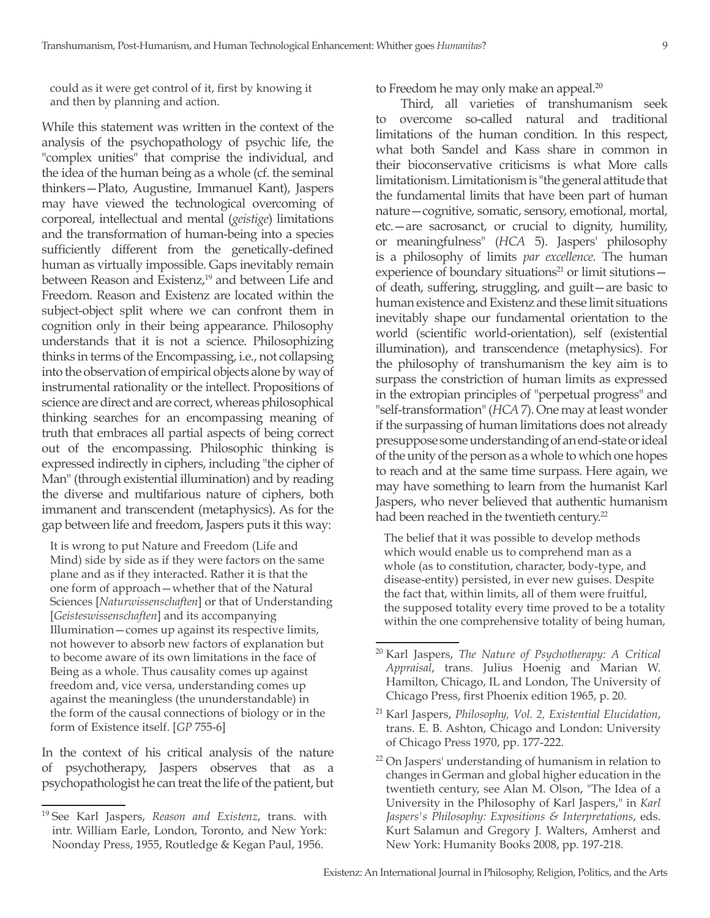> could as it were get control of it, first by knowing it and then by planning and action.

While this statement was written in the context of the analysis of the psychopathology of psychic life, the "complex unities" that comprise the individual, and the idea of the human being as a whole (cf. the seminal thinkers—Plato, Augustine, Immanuel Kant), Jaspers may have viewed the technological overcoming of corporeal, intellectual and mental (*geistige*) limitations and the transformation of human-being into a species sufficiently different from the genetically-defined human as virtually impossible. Gaps inevitably remain between Reason and Existenz,[19] and between Life and Freedom. Reason and Existenz are located within the subject-object split where we can confront them in cognition only in their being appearance. Philosophy understands that it is not a science. Philosophizing thinks in terms of the Encompassing, i.e., not collapsing into the observation of empirical objects alone by way of instrumental rationality or the intellect. Propositions of science are direct and are correct, whereas philosophical thinking searches for an encompassing meaning of truth that embraces all partial aspects of being correct out of the encompassing. Philosophic thinking is expressed indirectly in ciphers, including "the cipher of Man" (through existential illumination) and by reading the diverse and multifarious nature of ciphers, both immanent and transcendent (metaphysics). As for the gap between life and freedom, Jaspers puts it this way:

> It is wrong to put Nature and Freedom (Life and Mind) side by side as if they were factors on the same plane and as if they interacted. Rather it is that the one form of approach—whether that of the Natural Sciences [*Naturwissenschaften*] or that of Understanding [*Geisteswissenschaften*] and its accompanying Illumination—comes up against its respective limits, not however to absorb new factors of explanation but to become aware of its own limitations in the face of Being as a whole. Thus causality comes up against freedom and, vice versa, understanding comes up against the meaningless (the ununderstandable) in the form of the causal connections of biology or in the form of Existence itself. [*GP* 755-6]

In the context of his critical analysis of the nature of psychotherapy, Jaspers observes that as a psychopathologist he can treat the life of the patient, but to Freedom he may only make an appeal.[20]

Third, all varieties of transhumanism seek to overcome so-called natural and traditional limitations of the human condition. In this respect, what both Sandel and Kass share in common in their bioconservative criticisms is what More calls limitationism. Limitationism is "the general attitude that the fundamental limits that have been part of human nature—cognitive, somatic, sensory, emotional, mortal, etc.—are sacrosanct, or crucial to dignity, humility, or meaningfulness" (*HCA* 5). Jaspers' philosophy is a philosophy of limits *par excellence*. The human experience of boundary situations[21] or limit situtions—of death, suffering, struggling, and guilt—are basic to human existence and Existenz and these limit situations inevitably shape our fundamental orientation to the world (scientific world-orientation), self (existential illumination), and transcendence (metaphysics). For the philosophy of transhumanism the key aim is to surpass the constriction of human limits as expressed in the extropian principles of "perpetual progress" and "self-transformation" (*HCA* 7). One may at least wonder if the surpassing of human limitations does not already presuppose some understanding of an end-state or ideal of the unity of the person as a whole to which one hopes to reach and at the same time surpass. Here again, we may have something to learn from the humanist Karl Jaspers, who never believed that authentic humanism had been reached in the twentieth century.[22]

> The belief that it was possible to develop methods which would enable us to comprehend man as a whole (as to constitution, character, body-type, and disease-entity) persisted, in ever new guises. Despite the fact that, within limits, all of them were fruitful, the supposed totality every time proved to be a totality within the one comprehensive totality of being human,

---

[19] See Karl Jaspers, *Reason and Existenz*, trans. with intr. William Earle, London, Toronto, and New York: Noonday Press, 1955, Routledge & Kegan Paul, 1956.

[20] Karl Jaspers, *The Nature of Psychotherapy: A Critical Appraisal*, trans. Julius Hoenig and Marian W. Hamilton, Chicago, IL and London, The University of Chicago Press, first Phoenix edition 1965, p. 20.

[21] Karl Jaspers, *Philosophy, Vol. 2, Existential Elucidation*, trans. E. B. Ashton, Chicago and London: University of Chicago Press 1970, pp. 177-222.

[22] On Jaspers' understanding of humanism in relation to changes in German and global higher education in the twentieth century, see Alan M. Olson, "The Idea of a University in the Philosophy of Karl Jaspers," in *Karl Jaspers's Philosophy: Expositions & Interpretations*, eds. Kurt Salamun and Gregory J. Walters, Amherst and New York: Humanity Books 2008, pp. 197-218.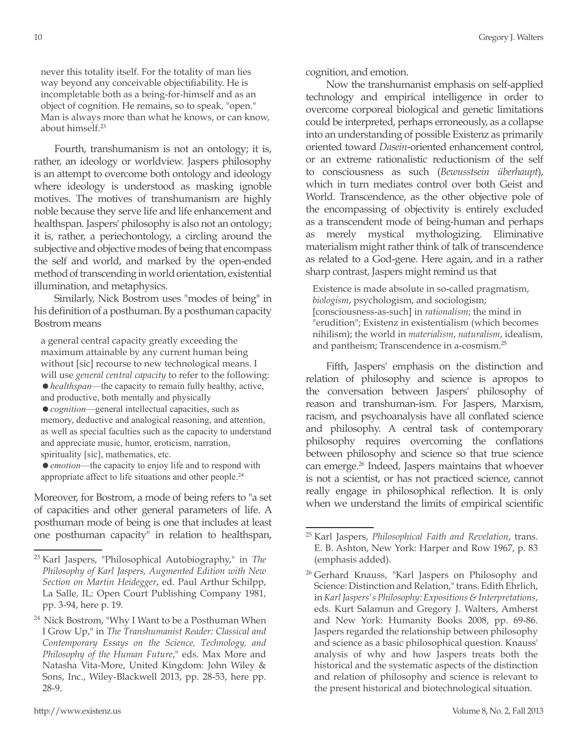never this totality itself. For the totality of man lies way beyond any conceivable objectifiability. He is incompletable both as a being-for-himself and as an object of cognition. He remains, so to speak, "open." Man is always more than what he knows, or can know, about himself.[23]

Fourth, transhumanism is not an ontology; it is, rather, an ideology or worldview. Jaspers philosophy is an attempt to overcome both ontology and ideology where ideology is understood as masking ignoble motives. The motives of transhumanism are highly noble because they serve life and life enhancement and healthspan. Jaspers' philosophy is also not an ontology; it is, rather, a periechontology, a circling around the subjective and objective modes of being that encompass the self and world, and marked by the open-ended method of transcending in world orientation, existential illumination, and metaphysics.

Similarly, Nick Bostrom uses "modes of being" in his definition of a posthuman. By a posthuman capacity Bostrom means

> a general central capacity greatly exceeding the maximum attainable by any current human being without [sic] recourse to new technological means. I will use *general central capacity* to refer to the following:
> - *healthspan*—the capacity to remain fully healthy, active, and productive, both mentally and physically
> - *cognition*—general intellectual capacities, such as memory, deductive and analogical reasoning, and attention, as well as special faculties such as the capacity to understand and appreciate music, humor, eroticism, narration, spirituality [sic], mathematics, etc.
> - *emotion*—the capacity to enjoy life and to respond with appropriate affect to life situations and other people.[24]

Moreover, for Bostrom, a mode of being refers to "a set of capacities and other general parameters of life. A posthuman mode of being is one that includes at least one posthuman capacity" in relation to healthspan, cognition, and emotion.

Now the transhumanist emphasis on self-applied technology and empirical intelligence in order to overcome corporeal biological and genetic limitations could be interpreted, perhaps erroneously, as a collapse into an understanding of possible Existenz as primarily oriented toward *Dasein*-oriented enhancement control, or an extreme rationalistic reductionism of the self to consciousness as such (*Bewusstsein überhaupt*), which in turn mediates control over both Geist and World. Transcendence, as the other objective pole of the encompassing of objectivity is entirely excluded as a transcendent mode of being-human and perhaps as merely mystical mythologizing. Eliminative materialism might rather think of talk of transcendence as related to a God-gene. Here again, and in a rather sharp contrast, Jaspers might remind us that

> Existence is made absolute in so-called pragmatism, *biologism*, psychologism, and sociologism; [consciousness-as-such] in *rationalism*; the mind in "erudition"; Existenz in existentialism (which becomes nihilism); the world in *materialism*, *naturalism*, idealism, and pantheism; Transcendence in a-cosmism.[25]

Fifth, Jaspers' emphasis on the distinction and relation of philosophy and science is apropos to the conversation between Jaspers' philosophy of reason and transhuman-ism. For Jaspers, Marxism, racism, and psychoanalysis have all conflated science and philosophy. A central task of contemporary philosophy requires overcoming the conflations between philosophy and science so that true science can emerge.[26] Indeed, Jaspers maintains that whoever is not a scientist, or has not practiced science, cannot really engage in philosophical reflection. It is only when we understand the limits of empirical scientific

---

[23] Karl Jaspers, "Philosophical Autobiography," in *The Philosophy of Karl Jaspers, Augmented Edition with New Section on Martin Heidegger*, ed. Paul Arthur Schilpp, La Salle, IL: Open Court Publishing Company 1981, pp. 3-94, here p. 19.

[24] Nick Bostrom, "Why I Want to be a Posthuman When I Grow Up," in *The Transhumanist Reader: Classical and Contemporary Essays on the Science, Technology, and Philosophy of the Human Future*," eds. Max More and Natasha Vita-More, United Kingdom: John Wiley & Sons, Inc., Wiley-Blackwell 2013, pp. 28-53, here pp. 28-9.

[25] Karl Jaspers, *Philosophical Faith and Revelation*, trans. E. B. Ashton, New York: Harper and Row 1967, p. 83 (emphasis added).

[26] Gerhard Knauss, "Karl Jaspers on Philosophy and Science: Distinction and Relation," trans. Edith Ehrlich, in *Karl Jaspers's Philosophy: Expositions & Interpretations*, eds. Kurt Salamun and Gregory J. Walters, Amherst and New York: Humanity Books 2008, pp. 69-86. Jaspers regarded the relationship between philosophy and science as a basic philosophical question. Knauss' analysis of why and how Jaspers treats both the historical and the systematic aspects of the distinction and relation of philosophy and science is relevant to the present historical and biotechnological situation.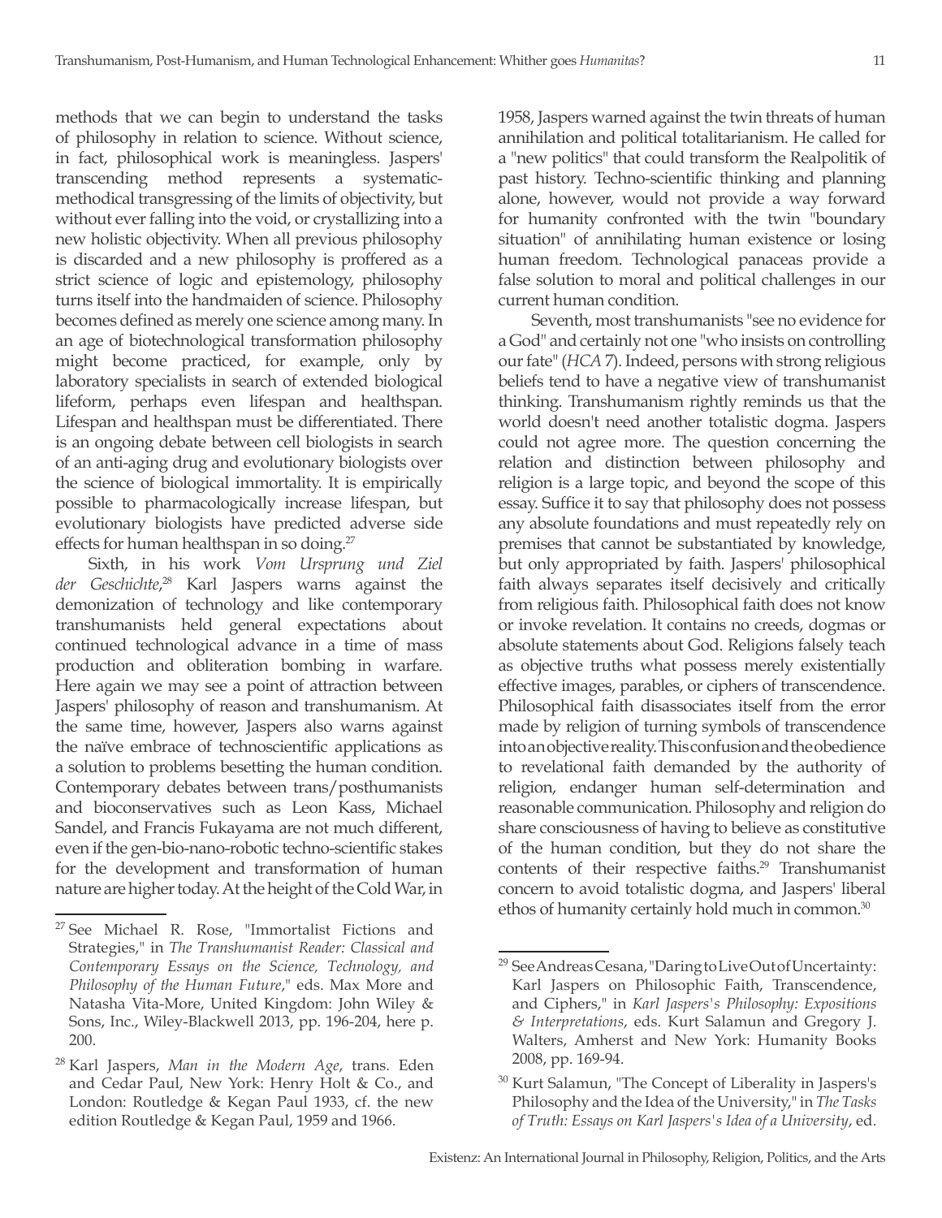methods that we can begin to understand the tasks of philosophy in relation to science. Without science, in fact, philosophical work is meaningless. Jaspers' transcending method represents a systematic-methodical transgressing of the limits of objectivity, but without ever falling into the void, or crystallizing into a new holistic objectivity. When all previous philosophy is discarded and a new philosophy is proffered as a strict science of logic and epistemology, philosophy turns itself into the handmaiden of science. Philosophy becomes defined as merely one science among many. In an age of biotechnological transformation philosophy might become practiced, for example, only by laboratory specialists in search of extended biological lifeform, perhaps even lifespan and healthspan. Lifespan and healthspan must be differentiated. There is an ongoing debate between cell biologists in search of an anti-aging drug and evolutionary biologists over the science of biological immortality. It is empirically possible to pharmacologically increase lifespan, but evolutionary biologists have predicted adverse side effects for human healthspan in so doing.[27]

Sixth, in his work *Vom Ursprung und Ziel der Geschichte*,[28] Karl Jaspers warns against the demonization of technology and like contemporary transhumanists held general expectations about continued technological advance in a time of mass production and obliteration bombing in warfare. Here again we may see a point of attraction between Jaspers' philosophy of reason and transhumanism. At the same time, however, Jaspers also warns against the naïve embrace of technoscientific applications as a solution to problems besetting the human condition. Contemporary debates between trans/posthumanists and bioconservatives such as Leon Kass, Michael Sandel, and Francis Fukayama are not much different, even if the gen-bio-nano-robotic techno-scientific stakes for the development and transformation of human nature are higher today. At the height of the Cold War, in 1958, Jaspers warned against the twin threats of human annihilation and political totalitarianism. He called for a "new politics" that could transform the Realpolitik of past history. Techno-scientific thinking and planning alone, however, would not provide a way forward for humanity confronted with the twin "boundary situation" of annihilating human existence or losing human freedom. Technological panaceas provide a false solution to moral and political challenges in our current human condition.

Seventh, most transhumanists "see no evidence for a God" and certainly not one "who insists on controlling our fate" (*HCA* 7). Indeed, persons with strong religious beliefs tend to have a negative view of transhumanist thinking. Transhumanism rightly reminds us that the world doesn't need another totalistic dogma. Jaspers could not agree more. The question concerning the relation and distinction between philosophy and religion is a large topic, and beyond the scope of this essay. Suffice it to say that philosophy does not possess any absolute foundations and must repeatedly rely on premises that cannot be substantiated by knowledge, but only appropriated by faith. Jaspers' philosophical faith always separates itself decisively and critically from religious faith. Philosophical faith does not know or invoke revelation. It contains no creeds, dogmas or absolute statements about God. Religions falsely teach as objective truths what possess merely existentially effective images, parables, or ciphers of transcendence. Philosophical faith disassociates itself from the error made by religion of turning symbols of transcendence into an objective reality. This confusion and the obedience to revelational faith demanded by the authority of religion, endanger human self-determination and reasonable communication. Philosophy and religion do share consciousness of having to believe as constitutive of the human condition, but they do not share the contents of their respective faiths.[29] Transhumanist concern to avoid totalistic dogma, and Jaspers' liberal ethos of humanity certainly hold much in common.[30]

---

[27] See Michael R. Rose, "Immortalist Fictions and Strategies," in *The Transhumanist Reader: Classical and Contemporary Essays on the Science, Technology, and Philosophy of the Human Future*," eds. Max More and Natasha Vita-More, United Kingdom: John Wiley & Sons, Inc., Wiley-Blackwell 2013, pp. 196-204, here p. 200.

[28] Karl Jaspers, *Man in the Modern Age*, trans. Eden and Cedar Paul, New York: Henry Holt & Co., and London: Routledge & Kegan Paul 1933, cf. the new edition Routledge & Kegan Paul, 1959 and 1966.

[29] See Andreas Cesana, "Daring to Live Out of Uncertainty: Karl Jaspers on Philosophic Faith, Transcendence, and Ciphers," in *Karl Jaspers's Philosophy: Expositions & Interpretations*, eds. Kurt Salamun and Gregory J. Walters, Amherst and New York: Humanity Books 2008, pp. 169-94.

[30] Kurt Salamun, "The Concept of Liberality in Jaspers's Philosophy and the Idea of the University," in *The Tasks of Truth: Essays on Karl Jaspers's Idea of a University*, ed.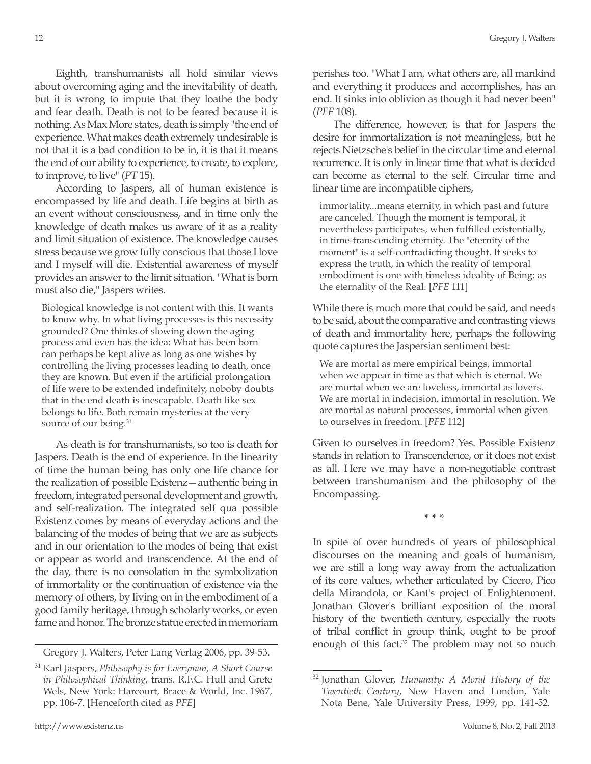Eighth, transhumanists all hold similar views about overcoming aging and the inevitability of death, but it is wrong to impute that they loathe the body and fear death. Death is not to be feared because it is nothing. As Max More states, death is simply "the end of experience. What makes death extremely undesirable is not that it is a bad condition to be in, it is that it means the end of our ability to experience, to create, to explore, to improve, to live" (*PT* 15).

According to Jaspers, all of human existence is encompassed by life and death. Life begins at birth as an event without consciousness, and in time only the knowledge of death makes us aware of it as a reality and limit situation of existence. The knowledge causes stress because we grow fully conscious that those I love and I myself will die. Existential awareness of myself provides an answer to the limit situation. "What is born must also die," Jaspers writes.

> Biological knowledge is not content with this. It wants to know why. In what living processes is this necessity grounded? One thinks of slowing down the aging process and even has the idea: What has been born can perhaps be kept alive as long as one wishes by controlling the living processes leading to death, once they are known. But even if the artificial prolongation of life were to be extended indefinitely, noboby doubts that in the end death is inescapable. Death like sex belongs to life. Both remain mysteries at the very source of our being.[31]

As death is for transhumanists, so too is death for Jaspers. Death is the end of experience. In the linearity of time the human being has only one life chance for the realization of possible Existenz—authentic being in freedom, integrated personal development and growth, and self-realization. The integrated self qua possible Existenz comes by means of everyday actions and the balancing of the modes of being that we are as subjects and in our orientation to the modes of being that exist or appear as world and transcendence. At the end of the day, there is no consolation in the symbolization of immortality or the continuation of existence via the memory of others, by living on in the embodiment of a good family heritage, through scholarly works, or even fame and honor. The bronze statue erected in memoriam perishes too. "What I am, what others are, all mankind and everything it produces and accomplishes, has an end. It sinks into oblivion as though it had never been" (*PFE* 108).

The difference, however, is that for Jaspers the desire for immortalization is not meaningless, but he rejects Nietzsche's belief in the circular time and eternal recurrence. It is only in linear time that what is decided can become as eternal to the self. Circular time and linear time are incompatible ciphers,

> immortality...means eternity, in which past and future are canceled. Though the moment is temporal, it nevertheless participates, when fulfilled existentially, in time-transcending eternity. The "eternity of the moment" is a self-contradicting thought. It seeks to express the truth, in which the reality of temporal embodiment is one with timeless ideality of Being: as the eternality of the Real. [*PFE* 111]

While there is much more that could be said, and needs to be said, about the comparative and contrasting views of death and immortality here, perhaps the following quote captures the Jaspersian sentiment best:

> We are mortal as mere empirical beings, immortal when we appear in time as that which is eternal. We are mortal when we are loveless, immortal as lovers. We are mortal in indecision, immortal in resolution. We are mortal as natural processes, immortal when given to ourselves in freedom. [*PFE* 112]

Given to ourselves in freedom? Yes. Possible Existenz stands in relation to Transcendence, or it does not exist as all. Here we may have a non-negotiable contrast between transhumanism and the philosophy of the Encompassing.

\* \* \*

In spite of over hundreds of years of philosophical discourses on the meaning and goals of humanism, we are still a long way away from the actualization of its core values, whether articulated by Cicero, Pico della Mirandola, or Kant's project of Enlightenment. Jonathan Glover's brilliant exposition of the moral history of the twentieth century, especially the roots of tribal conflict in group think, ought to be proof enough of this fact.[32] The problem may not so much

---

Gregory J. Walters, Peter Lang Verlag 2006, pp. 39-53.

[31] Karl Jaspers, *Philosophy is for Everyman, A Short Course in Philosophical Thinking*, trans. R.F.C. Hull and Grete Wels, New York: Harcourt, Brace & World, Inc. 1967, pp. 106-7. [Henceforth cited as *PFE*]

[32] Jonathan Glover, *Humanity: A Moral History of the Twentieth Century*, New Haven and London, Yale Nota Bene, Yale University Press, 1999, pp. 141-52.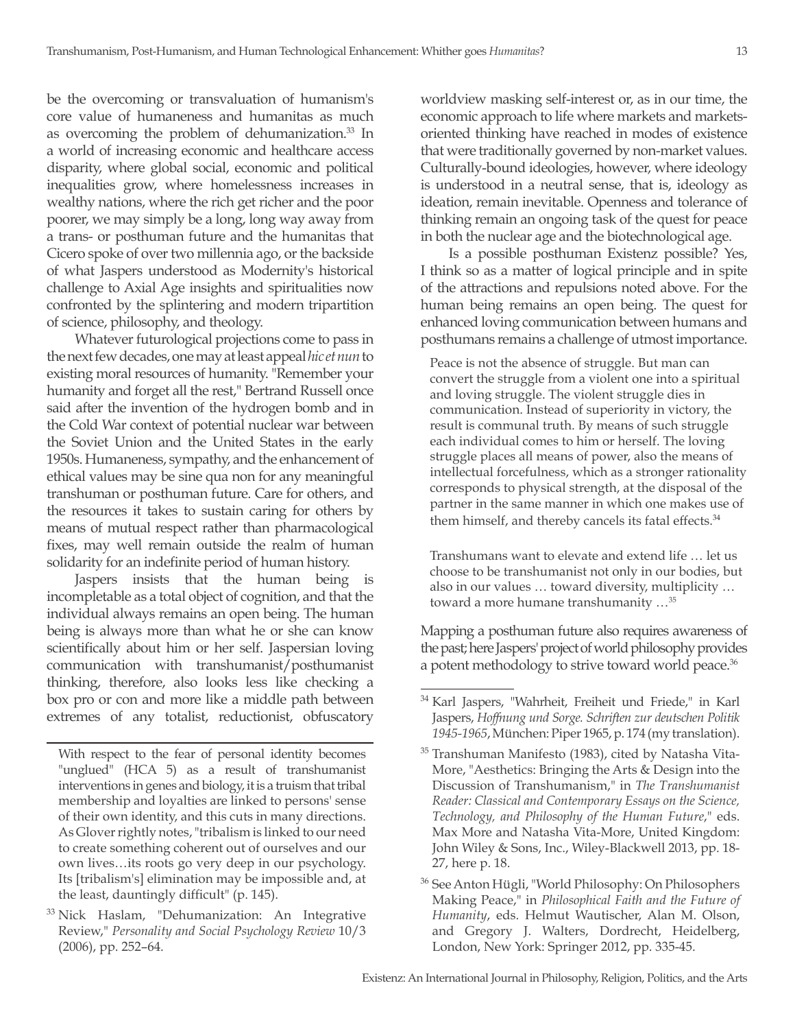be the overcoming or transvaluation of humanism's core value of humaneness and humanitas as much as overcoming the problem of dehumanization.[33] In a world of increasing economic and healthcare access disparity, where global social, economic and political inequalities grow, where homelessness increases in wealthy nations, where the rich get richer and the poor poorer, we may simply be a long, long way away from a trans- or posthuman future and the humanitas that Cicero spoke of over two millennia ago, or the backside of what Jaspers understood as Modernity's historical challenge to Axial Age insights and spiritualities now confronted by the splintering and modern tripartition of science, philosophy, and theology.

Whatever futurological projections come to pass in the next few decades, one may at least appeal *hic et nun* to existing moral resources of humanity. "Remember your humanity and forget all the rest," Bertrand Russell once said after the invention of the hydrogen bomb and in the Cold War context of potential nuclear war between the Soviet Union and the United States in the early 1950s. Humaneness, sympathy, and the enhancement of ethical values may be sine qua non for any meaningful transhuman or posthuman future. Care for others, and the resources it takes to sustain caring for others by means of mutual respect rather than pharmacological fixes, may well remain outside the realm of human solidarity for an indefinite period of human history.

Jaspers insists that the human being is incompletable as a total object of cognition, and that the individual always remains an open being. The human being is always more than what he or she can know scientifically about him or her self. Jaspersian loving communication with transhumanist/posthumanist thinking, therefore, also looks less like checking a box pro or con and more like a middle path between extremes of any totalist, reductionist, obfuscatory worldview masking self-interest or, as in our time, the economic approach to life where markets and markets-oriented thinking have reached in modes of existence that were traditionally governed by non-market values. Culturally-bound ideologies, however, where ideology is understood in a neutral sense, that is, ideology as ideation, remain inevitable. Openness and tolerance of thinking remain an ongoing task of the quest for peace in both the nuclear age and the biotechnological age.

Is a possible posthuman Existenz possible? Yes, I think so as a matter of logical principle and in spite of the attractions and repulsions noted above. For the human being remains an open being. The quest for enhanced loving communication between humans and posthumans remains a challenge of utmost importance.

> Peace is not the absence of struggle. But man can convert the struggle from a violent one into a spiritual and loving struggle. The violent struggle dies in communication. Instead of superiority in victory, the result is communal truth. By means of such struggle each individual comes to him or herself. The loving struggle places all means of power, also the means of intellectual forcefulness, which as a stronger rationality corresponds to physical strength, at the disposal of the partner in the same manner in which one makes use of them himself, and thereby cancels its fatal effects.[34]

> Transhumans want to elevate and extend life … let us choose to be transhumanist not only in our bodies, but also in our values … toward diversity, multiplicity … toward a more humane transhumanity …[35]

Mapping a posthuman future also requires awareness of the past; here Jaspers' project of world philosophy provides a potent methodology to strive toward world peace.[36]

---

With respect to the fear of personal identity becomes "unglued" (HCA 5) as a result of transhumanist interventions in genes and biology, it is a truism that tribal membership and loyalties are linked to persons' sense of their own identity, and this cuts in many directions. As Glover rightly notes, "tribalism is linked to our need to create something coherent out of ourselves and our own lives…its roots go very deep in our psychology. Its [tribalism's] elimination may be impossible and, at the least, dauntingly difficult" (p. 145).

[33] Nick Haslam, "Dehumanization: An Integrative Review," *Personality and Social Psychology Review* 10/3 (2006), pp. 252–64.

[34] Karl Jaspers, "Wahrheit, Freiheit und Friede," in Karl Jaspers, *Hoffnung und Sorge. Schriften zur deutschen Politik 1945-1965*, München: Piper 1965, p. 174 (my translation).

[35] Transhuman Manifesto (1983), cited by Natasha Vita-More, "Aesthetics: Bringing the Arts & Design into the Discussion of Transhumanism," in *The Transhumanist Reader: Classical and Contemporary Essays on the Science, Technology, and Philosophy of the Human Future,*" eds. Max More and Natasha Vita-More, United Kingdom: John Wiley & Sons, Inc., Wiley-Blackwell 2013, pp. 18-27, here p. 18.

[36] See Anton Hügli, "World Philosophy: On Philosophers Making Peace," in *Philosophical Faith and the Future of Humanity*, eds. Helmut Wautischer, Alan M. Olson, and Gregory J. Walters, Dordrecht, Heidelberg, London, New York: Springer 2012, pp. 335-45.